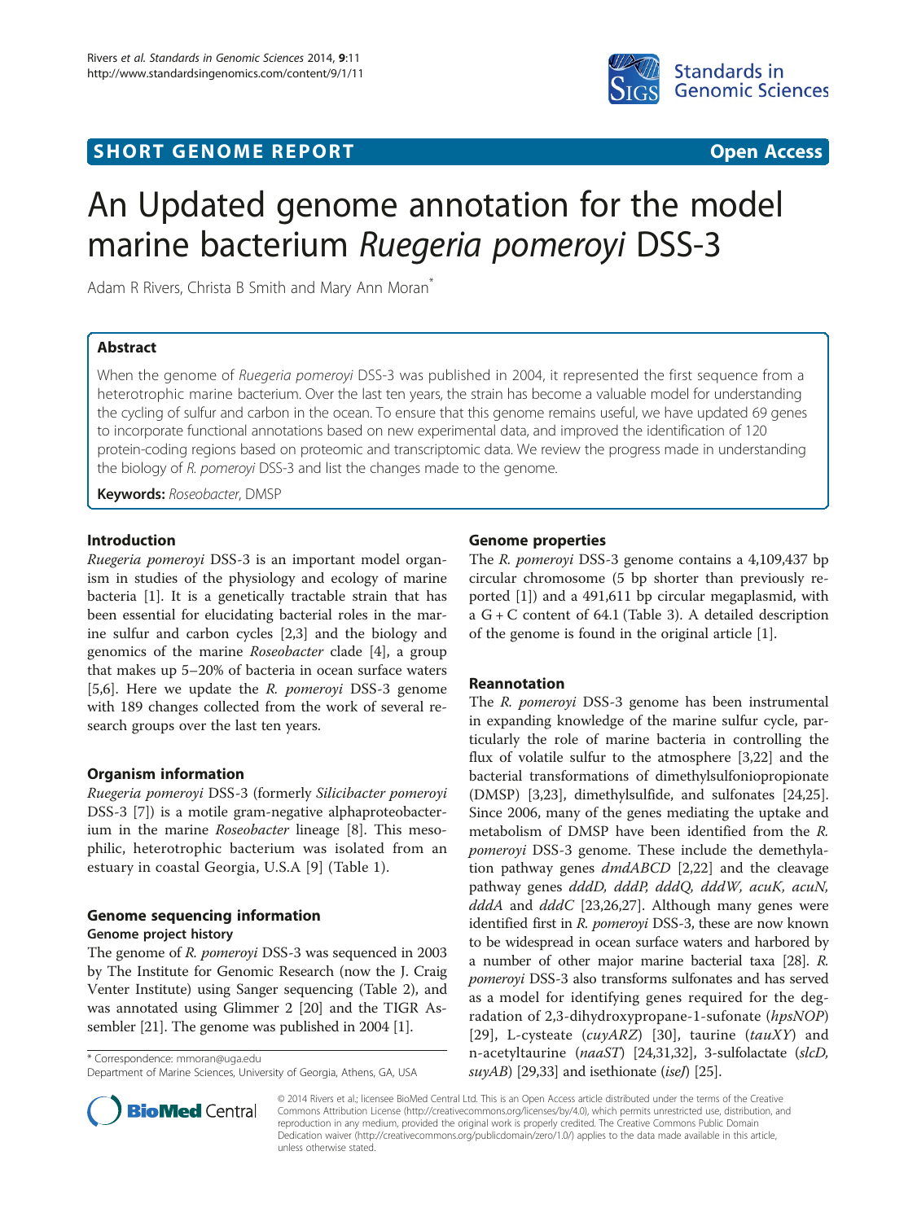SHORT GENOME REPORT — Open Access

# An Updated genome annotation for the model marine bacterium *Ruegeria pomeroyi* DSS-3

Adam R Rivers, Christa B Smith and Mary Ann Moran*

## Abstract

When the genome of *Ruegeria pomeroyi* DSS-3 was published in 2004, it represented the first sequence from a heterotrophic marine bacterium. Over the last ten years, the strain has become a valuable model for understanding the cycling of sulfur and carbon in the ocean. To ensure that this genome remains useful, we have updated 69 genes to incorporate functional annotations based on new experimental data, and improved the identification of 120 protein-coding regions based on proteomic and transcriptomic data. We review the progress made in understanding the biology of *R. pomeroyi* DSS-3 and list the changes made to the genome.

**Keywords:** *Roseobacter*, DMSP

## Introduction

*Ruegeria pomeroyi* DSS-3 is an important model organism in studies of the physiology and ecology of marine bacteria [1]. It is a genetically tractable strain that has been essential for elucidating bacterial roles in the marine sulfur and carbon cycles [2,3] and the biology and genomics of the marine *Roseobacter* clade [4], a group that makes up 5–20% of bacteria in ocean surface waters [5,6]. Here we update the *R. pomeroyi* DSS-3 genome with 189 changes collected from the work of several research groups over the last ten years.

## Organism information

*Ruegeria pomeroyi* DSS-3 (formerly *Silicibacter pomeroyi* DSS-3 [7]) is a motile gram-negative alphaproteobacterium in the marine *Roseobacter* lineage [8]. This mesophilic, heterotrophic bacterium was isolated from an estuary in coastal Georgia, U.S.A [9] (Table 1).

## Genome sequencing information

### Genome project history

The genome of *R. pomeroyi* DSS-3 was sequenced in 2003 by The Institute for Genomic Research (now the J. Craig Venter Institute) using Sanger sequencing (Table 2), and was annotated using Glimmer 2 [20] and the TIGR Assembler [21]. The genome was published in 2004 [1].

## Genome properties

The *R. pomeroyi* DSS-3 genome contains a 4,109,437 bp circular chromosome (5 bp shorter than previously reported [1]) and a 491,611 bp circular megaplasmid, with a G + C content of 64.1 (Table 3). A detailed description of the genome is found in the original article [1].

## Reannotation

The *R. pomeroyi* DSS-3 genome has been instrumental in expanding knowledge of the marine sulfur cycle, particularly the role of marine bacteria in controlling the flux of volatile sulfur to the atmosphere [3,22] and the bacterial transformations of dimethylsulfoniopropionate (DMSP) [3,23], dimethylsulfide, and sulfonates [24,25]. Since 2006, many of the genes mediating the uptake and metabolism of DMSP have been identified from the *R. pomeroyi* DSS-3 genome. These include the demethylation pathway genes *dmdABCD* [2,22] and the cleavage pathway genes *dddD, dddP, dddQ, dddW, acuK, acuN, dddA* and *dddC* [23,26,27]. Although many genes were identified first in *R. pomeroyi* DSS-3, these are now known to be widespread in ocean surface waters and harbored by a number of other major marine bacterial taxa [28]. *R. pomeroyi* DSS-3 also transforms sulfonates and has served as a model for identifying genes required for the degradation of 2,3-dihydroxypropane-1-sufonate (*hpsNOP*) [29], L-cysteate (*cuyARZ*) [30], taurine (*tauXY*) and n-acetyltaurine (*naaST*) [24,31,32], 3-sulfolactate (*slcD, suyAB*) [29,33] and isethionate (*iseJ*) [25].

* Correspondence: mmoran@uga.edu
Department of Marine Sciences, University of Georgia, Athens, GA, USA

© 2014 Rivers et al.; licensee BioMed Central Ltd. This is an Open Access article distributed under the terms of the Creative Commons Attribution License (http://creativecommons.org/licenses/by/4.0), which permits unrestricted use, distribution, and reproduction in any medium, provided the original work is properly credited. The Creative Commons Public Domain Dedication waiver (http://creativecommons.org/publicdomain/zero/1.0/) applies to the data made available in this article, unless otherwise stated.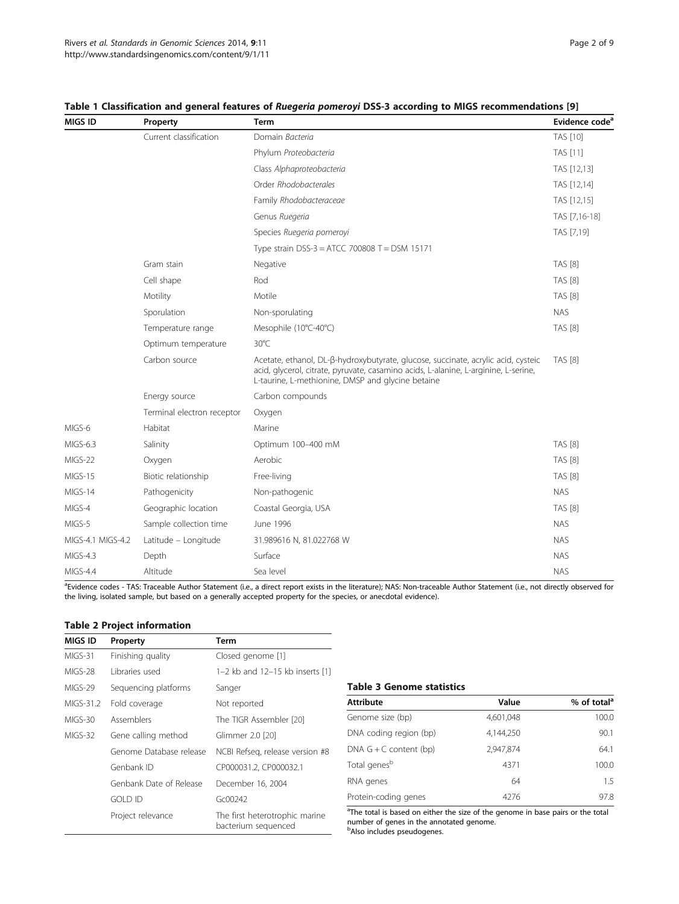**Table 1 Classification and general features of *Ruegeria pomeroyi* DSS-3 according to MIGS recommendations [9]**

| MIGS ID | Property | Term | Evidence code[a] |
|---|---|---|---|
| | Current classification | Domain *Bacteria* | TAS [10] |
| | | Phylum *Proteobacteria* | TAS [11] |
| | | Class *Alphaproteobacteria* | TAS [12,13] |
| | | Order *Rhodobacterales* | TAS [12,14] |
| | | Family *Rhodobacteraceae* | TAS [12,15] |
| | | Genus *Ruegeria* | TAS [7,16-18] |
| | | Species *Ruegeria pomeroyi* | TAS [7,19] |
| | | Type strain DSS-3 = ATCC 700808 T = DSM 15171 | |
| | Gram stain | Negative | TAS [8] |
| | Cell shape | Rod | TAS [8] |
| | Motility | Motile | TAS [8] |
| | Sporulation | Non-sporulating | NAS |
| | Temperature range | Mesophile (10°C-40°C) | TAS [8] |
| | Optimum temperature | 30°C | |
| | Carbon source | Acetate, ethanol, DL-β-hydroxybutyrate, glucose, succinate, acrylic acid, cysteic acid, glycerol, citrate, pyruvate, casamino acids, L-alanine, L-arginine, L-serine, L-taurine, L-methionine, DMSP and glycine betaine | TAS [8] |
| | Energy source | Carbon compounds | |
| | Terminal electron receptor | Oxygen | |
| MIGS-6 | Habitat | Marine | |
| MIGS-6.3 | Salinity | Optimum 100–400 mM | TAS [8] |
| MIGS-22 | Oxygen | Aerobic | TAS [8] |
| MIGS-15 | Biotic relationship | Free-living | TAS [8] |
| MIGS-14 | Pathogenicity | Non-pathogenic | NAS |
| MIGS-4 | Geographic location | Coastal Georgia, USA | TAS [8] |
| MIGS-5 | Sample collection time | June 1996 | NAS |
| MIGS-4.1 MIGS-4.2 | Latitude – Longitude | 31.989616 N, 81.022768 W | NAS |
| MIGS-4.3 | Depth | Surface | NAS |
| MIGS-4.4 | Altitude | Sea level | NAS |

[a]Evidence codes - TAS: Traceable Author Statement (i.e., a direct report exists in the literature); NAS: Non-traceable Author Statement (i.e., not directly observed for the living, isolated sample, but based on a generally accepted property for the species, or anecdotal evidence).

**Table 2 Project information**

| MIGS ID | Property | Term |
|---|---|---|
| MIGS-31 | Finishing quality | Closed genome [1] |
| MIGS-28 | Libraries used | 1–2 kb and 12–15 kb inserts [1] |
| MIGS-29 | Sequencing platforms | Sanger |
| MIGS-31.2 | Fold coverage | Not reported |
| MIGS-30 | Assemblers | The TIGR Assembler [20] |
| MIGS-32 | Gene calling method | Glimmer 2.0 [20] |
| | Genome Database release | NCBI Refseq, release version #8 |
| | Genbank ID | CP000031.2, CP000032.1 |
| | Genbank Date of Release | December 16, 2004 |
| | GOLD ID | Gc00242 |
| | Project relevance | The first heterotrophic marine bacterium sequenced |

**Table 3 Genome statistics**

| Attribute | Value | % of total[a] |
|---|---|---|
| Genome size (bp) | 4,601,048 | 100.0 |
| DNA coding region (bp) | 4,144,250 | 90.1 |
| DNA G + C content (bp) | 2,947,874 | 64.1 |
| Total genes[b] | 4371 | 100.0 |
| RNA genes | 64 | 1.5 |
| Protein-coding genes | 4276 | 97.8 |

[a]The total is based on either the size of the genome in base pairs or the total number of genes in the annotated genome.
[b]Also includes pseudogenes.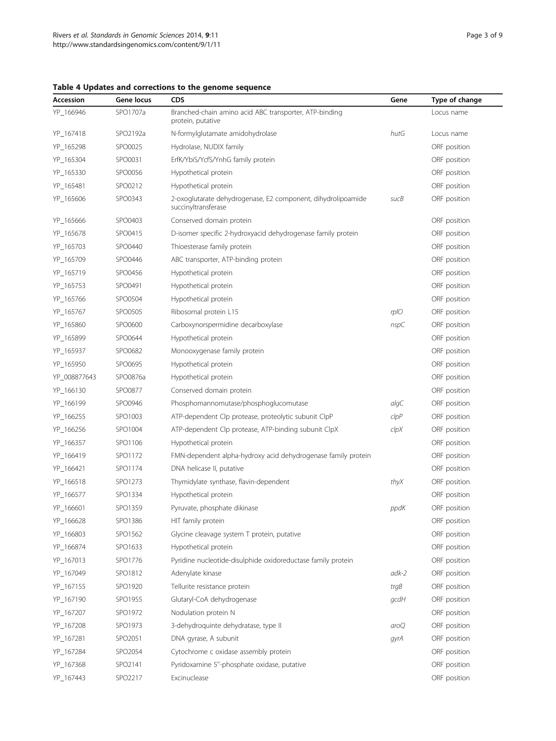**Table 4 Updates and corrections to the genome sequence**

| Accession | Gene locus | CDS | Gene | Type of change |
|---|---|---|---|---|
| YP_166946 | SPO1707a | Branched-chain amino acid ABC transporter, ATP-binding protein, putative | | Locus name |
| YP_167418 | SPO2192a | N-formylglutamate amidohydrolase | *hutG* | Locus name |
| YP_165298 | SPO0025 | Hydrolase, NUDIX family | | ORF position |
| YP_165304 | SPO0031 | ErfK/YbiS/YcfS/YnhG family protein | | ORF position |
| YP_165330 | SPO0056 | Hypothetical protein | | ORF position |
| YP_165481 | SPO0212 | Hypothetical protein | | ORF position |
| YP_165606 | SPO0343 | 2-oxoglutarate dehydrogenase, E2 component, dihydrolipoamide succinyltransferase | *sucB* | ORF position |
| YP_165666 | SPO0403 | Conserved domain protein | | ORF position |
| YP_165678 | SPO0415 | D-isomer specific 2-hydroxyacid dehydrogenase family protein | | ORF position |
| YP_165703 | SPO0440 | Thioesterase family protein | | ORF position |
| YP_165709 | SPO0446 | ABC transporter, ATP-binding protein | | ORF position |
| YP_165719 | SPO0456 | Hypothetical protein | | ORF position |
| YP_165753 | SPO0491 | Hypothetical protein | | ORF position |
| YP_165766 | SPO0504 | Hypothetical protein | | ORF position |
| YP_165767 | SPO0505 | Ribosomal protein L15 | *rplO* | ORF position |
| YP_165860 | SPO0600 | Carboxynorspermidine decarboxylase | *nspC* | ORF position |
| YP_165899 | SPO0644 | Hypothetical protein | | ORF position |
| YP_165937 | SPO0682 | Monooxygenase family protein | | ORF position |
| YP_165950 | SPO0695 | Hypothetical protein | | ORF position |
| YP_008877643 | SPO0876a | Hypothetical protein | | ORF position |
| YP_166130 | SPO0877 | Conserved domain protein | | ORF position |
| YP_166199 | SPO0946 | Phosphomannomutase/phosphoglucomutase | *algC* | ORF position |
| YP_166255 | SPO1003 | ATP-dependent Clp protease, proteolytic subunit ClpP | *clpP* | ORF position |
| YP_166256 | SPO1004 | ATP-dependent Clp protease, ATP-binding subunit ClpX | *clpX* | ORF position |
| YP_166357 | SPO1106 | Hypothetical protein | | ORF position |
| YP_166419 | SPO1172 | FMN-dependent alpha-hydroxy acid dehydrogenase family protein | | ORF position |
| YP_166421 | SPO1174 | DNA helicase II, putative | | ORF position |
| YP_166518 | SPO1273 | Thymidylate synthase, flavin-dependent | *thyX* | ORF position |
| YP_166577 | SPO1334 | Hypothetical protein | | ORF position |
| YP_166601 | SPO1359 | Pyruvate, phosphate dikinase | *ppdK* | ORF position |
| YP_166628 | SPO1386 | HIT family protein | | ORF position |
| YP_166803 | SPO1562 | Glycine cleavage system T protein, putative | | ORF position |
| YP_166874 | SPO1633 | Hypothetical protein | | ORF position |
| YP_167013 | SPO1776 | Pyridine nucleotide-disulphide oxidoreductase family protein | | ORF position |
| YP_167049 | SPO1812 | Adenylate kinase | *adk-2* | ORF position |
| YP_167155 | SPO1920 | Tellurite resistance protein | *trgB* | ORF position |
| YP_167190 | SPO1955 | Glutaryl-CoA dehydrogenase | *gcdH* | ORF position |
| YP_167207 | SPO1972 | Nodulation protein N | | ORF position |
| YP_167208 | SPO1973 | 3-dehydroquinte dehydratase, type II | *aroQ* | ORF position |
| YP_167281 | SPO2051 | DNA gyrase, A subunit | *gyrA* | ORF position |
| YP_167284 | SPO2054 | Cytochrome c oxidase assembly protein | | ORF position |
| YP_167368 | SPO2141 | Pyridoxamine 5''-phosphate oxidase, putative | | ORF position |
| YP_167443 | SPO2217 | Excinuclease | | ORF position |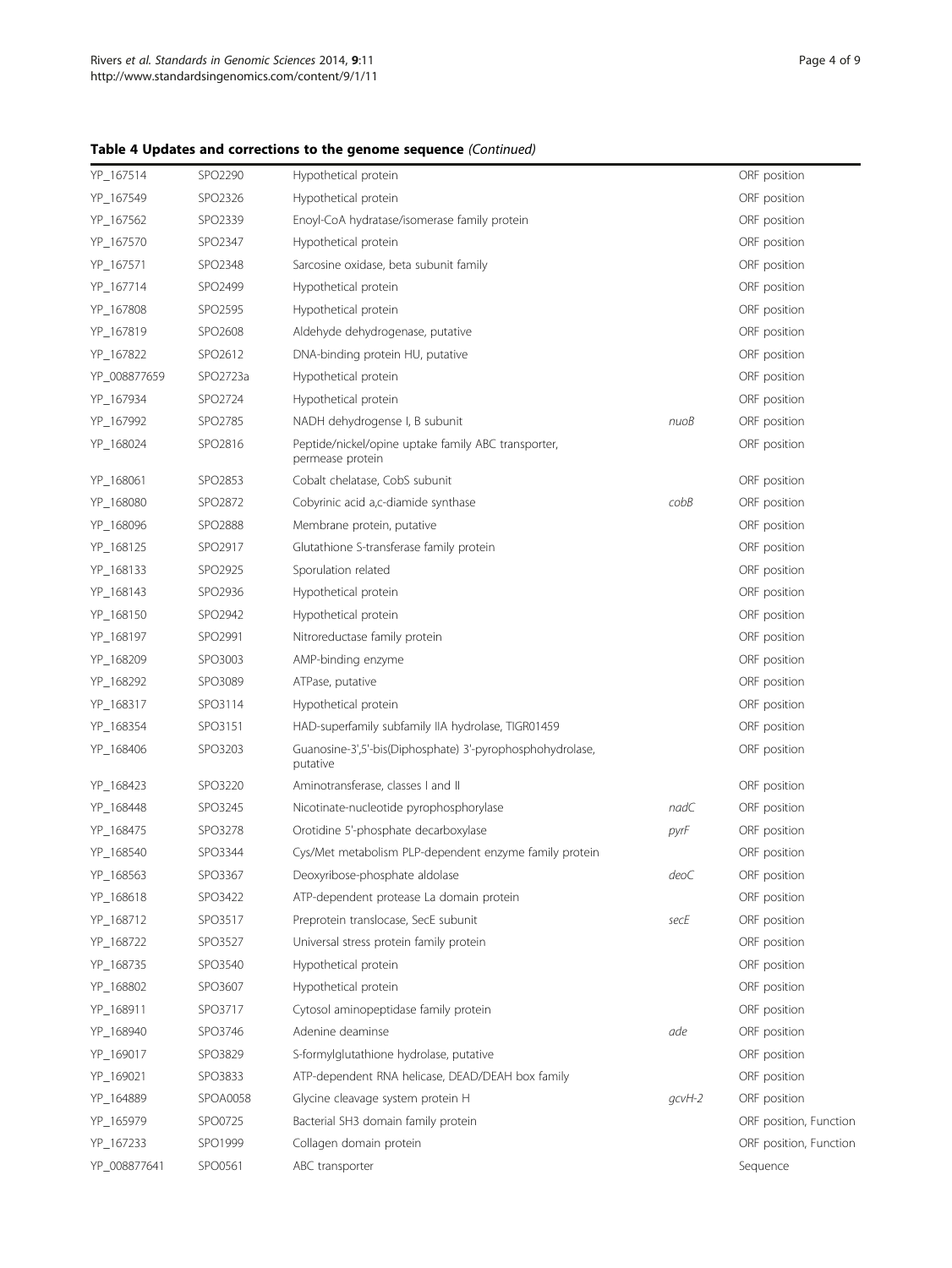**Table 4 Updates and corrections to the genome sequence** *(Continued)*

| | | | | |
|---|---|---|---|---|
| YP_167514 | SPO2290 | Hypothetical protein | | ORF position |
| YP_167549 | SPO2326 | Hypothetical protein | | ORF position |
| YP_167562 | SPO2339 | Enoyl-CoA hydratase/isomerase family protein | | ORF position |
| YP_167570 | SPO2347 | Hypothetical protein | | ORF position |
| YP_167571 | SPO2348 | Sarcosine oxidase, beta subunit family | | ORF position |
| YP_167714 | SPO2499 | Hypothetical protein | | ORF position |
| YP_167808 | SPO2595 | Hypothetical protein | | ORF position |
| YP_167819 | SPO2608 | Aldehyde dehydrogenase, putative | | ORF position |
| YP_167822 | SPO2612 | DNA-binding protein HU, putative | | ORF position |
| YP_008877659 | SPO2723a | Hypothetical protein | | ORF position |
| YP_167934 | SPO2724 | Hypothetical protein | | ORF position |
| YP_167992 | SPO2785 | NADH dehydrogense I, B subunit | *nuoB* | ORF position |
| YP_168024 | SPO2816 | Peptide/nickel/opine uptake family ABC transporter, permease protein | | ORF position |
| YP_168061 | SPO2853 | Cobalt chelatase, CobS subunit | | ORF position |
| YP_168080 | SPO2872 | Cobyrinic acid a,c-diamide synthase | *cobB* | ORF position |
| YP_168096 | SPO2888 | Membrane protein, putative | | ORF position |
| YP_168125 | SPO2917 | Glutathione S-transferase family protein | | ORF position |
| YP_168133 | SPO2925 | Sporulation related | | ORF position |
| YP_168143 | SPO2936 | Hypothetical protein | | ORF position |
| YP_168150 | SPO2942 | Hypothetical protein | | ORF position |
| YP_168197 | SPO2991 | Nitroreductase family protein | | ORF position |
| YP_168209 | SPO3003 | AMP-binding enzyme | | ORF position |
| YP_168292 | SPO3089 | ATPase, putative | | ORF position |
| YP_168317 | SPO3114 | Hypothetical protein | | ORF position |
| YP_168354 | SPO3151 | HAD-superfamily subfamily IIA hydrolase, TIGR01459 | | ORF position |
| YP_168406 | SPO3203 | Guanosine-3',5'-bis(Diphosphate) 3'-pyrophosphohydrolase, putative | | ORF position |
| YP_168423 | SPO3220 | Aminotransferase, classes I and II | | ORF position |
| YP_168448 | SPO3245 | Nicotinate-nucleotide pyrophosphorylase | *nadC* | ORF position |
| YP_168475 | SPO3278 | Orotidine 5'-phosphate decarboxylase | *pyrF* | ORF position |
| YP_168540 | SPO3344 | Cys/Met metabolism PLP-dependent enzyme family protein | | ORF position |
| YP_168563 | SPO3367 | Deoxyribose-phosphate aldolase | *deoC* | ORF position |
| YP_168618 | SPO3422 | ATP-dependent protease La domain protein | | ORF position |
| YP_168712 | SPO3517 | Preprotein translocase, SecE subunit | *secE* | ORF position |
| YP_168722 | SPO3527 | Universal stress protein family protein | | ORF position |
| YP_168735 | SPO3540 | Hypothetical protein | | ORF position |
| YP_168802 | SPO3607 | Hypothetical protein | | ORF position |
| YP_168911 | SPO3717 | Cytosol aminopeptidase family protein | | ORF position |
| YP_168940 | SPO3746 | Adenine deaminse | *ade* | ORF position |
| YP_169017 | SPO3829 | S-formylglutathione hydrolase, putative | | ORF position |
| YP_169021 | SPO3833 | ATP-dependent RNA helicase, DEAD/DEAH box family | | ORF position |
| YP_164889 | SPOA0058 | Glycine cleavage system protein H | *gcvH-2* | ORF position |
| YP_165979 | SPO0725 | Bacterial SH3 domain family protein | | ORF position, Function |
| YP_167233 | SPO1999 | Collagen domain protein | | ORF position, Function |
| YP_008877641 | SPO0561 | ABC transporter | | Sequence |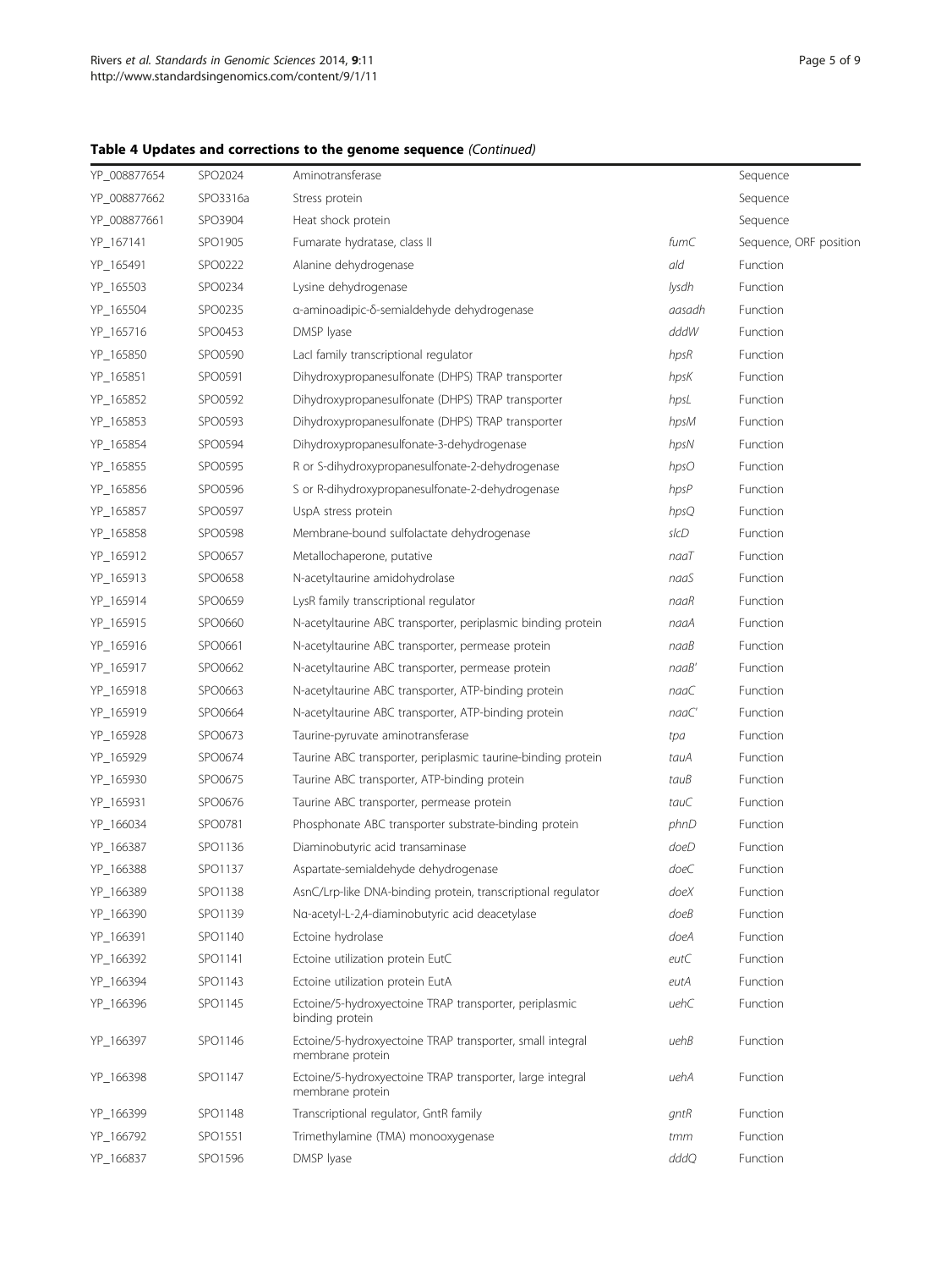**Table 4 Updates and corrections to the genome sequence** *(Continued)*

| | | | | |
|---|---|---|---|---|
| YP_008877654 | SPO2024 | Aminotransferase | | Sequence |
| YP_008877662 | SPO3316a | Stress protein | | Sequence |
| YP_008877661 | SPO3904 | Heat shock protein | | Sequence |
| YP_167141 | SPO1905 | Fumarate hydratase, class II | *fumC* | Sequence, ORF position |
| YP_165491 | SPO0222 | Alanine dehydrogenase | *ald* | Function |
| YP_165503 | SPO0234 | Lysine dehydrogenase | *lysdh* | Function |
| YP_165504 | SPO0235 | α-aminoadipic-δ-semialdehyde dehydrogenase | *aasadh* | Function |
| YP_165716 | SPO0453 | DMSP lyase | *dddW* | Function |
| YP_165850 | SPO0590 | LacI family transcriptional regulator | *hpsR* | Function |
| YP_165851 | SPO0591 | Dihydroxypropanesulfonate (DHPS) TRAP transporter | *hpsK* | Function |
| YP_165852 | SPO0592 | Dihydroxypropanesulfonate (DHPS) TRAP transporter | *hpsL* | Function |
| YP_165853 | SPO0593 | Dihydroxypropanesulfonate (DHPS) TRAP transporter | *hpsM* | Function |
| YP_165854 | SPO0594 | Dihydroxypropanesulfonate-3-dehydrogenase | *hpsN* | Function |
| YP_165855 | SPO0595 | R or S-dihydroxypropanesulfonate-2-dehydrogenase | *hpsO* | Function |
| YP_165856 | SPO0596 | S or R-dihydroxypropanesulfonate-2-dehydrogenase | *hpsP* | Function |
| YP_165857 | SPO0597 | UspA stress protein | *hpsQ* | Function |
| YP_165858 | SPO0598 | Membrane-bound sulfolactate dehydrogenase | *slcD* | Function |
| YP_165912 | SPO0657 | Metallochaperone, putative | *naaT* | Function |
| YP_165913 | SPO0658 | N-acetyltaurine amidohydrolase | *naaS* | Function |
| YP_165914 | SPO0659 | LysR family transcriptional regulator | *naaR* | Function |
| YP_165915 | SPO0660 | N-acetyltaurine ABC transporter, periplasmic binding protein | *naaA* | Function |
| YP_165916 | SPO0661 | N-acetyltaurine ABC transporter, permease protein | *naaB* | Function |
| YP_165917 | SPO0662 | N-acetyltaurine ABC transporter, permease protein | *naaB'* | Function |
| YP_165918 | SPO0663 | N-acetyltaurine ABC transporter, ATP-binding protein | *naaC* | Function |
| YP_165919 | SPO0664 | N-acetyltaurine ABC transporter, ATP-binding protein | *naaC'* | Function |
| YP_165928 | SPO0673 | Taurine-pyruvate aminotransferase | *tpa* | Function |
| YP_165929 | SPO0674 | Taurine ABC transporter, periplasmic taurine-binding protein | *tauA* | Function |
| YP_165930 | SPO0675 | Taurine ABC transporter, ATP-binding protein | *tauB* | Function |
| YP_165931 | SPO0676 | Taurine ABC transporter, permease protein | *tauC* | Function |
| YP_166034 | SPO0781 | Phosphonate ABC transporter substrate-binding protein | *phnD* | Function |
| YP_166387 | SPO1136 | Diaminobutyric acid transaminase | *doeD* | Function |
| YP_166388 | SPO1137 | Aspartate-semialdehyde dehydrogenase | *doeC* | Function |
| YP_166389 | SPO1138 | AsnC/Lrp-like DNA-binding protein, transcriptional regulator | *doeX* | Function |
| YP_166390 | SPO1139 | Nα-acetyl-L-2,4-diaminobutyric acid deacetylase | *doeB* | Function |
| YP_166391 | SPO1140 | Ectoine hydrolase | *doeA* | Function |
| YP_166392 | SPO1141 | Ectoine utilization protein EutC | *eutC* | Function |
| YP_166394 | SPO1143 | Ectoine utilization protein EutA | *eutA* | Function |
| YP_166396 | SPO1145 | Ectoine/5-hydroxyectoine TRAP transporter, periplasmic binding protein | *uehC* | Function |
| YP_166397 | SPO1146 | Ectoine/5-hydroxyectoine TRAP transporter, small integral membrane protein | *uehB* | Function |
| YP_166398 | SPO1147 | Ectoine/5-hydroxyectoine TRAP transporter, large integral membrane protein | *uehA* | Function |
| YP_166399 | SPO1148 | Transcriptional regulator, GntR family | *gntR* | Function |
| YP_166792 | SPO1551 | Trimethylamine (TMA) monooxygenase | *tmm* | Function |
| YP_166837 | SPO1596 | DMSP lyase | *dddQ* | Function |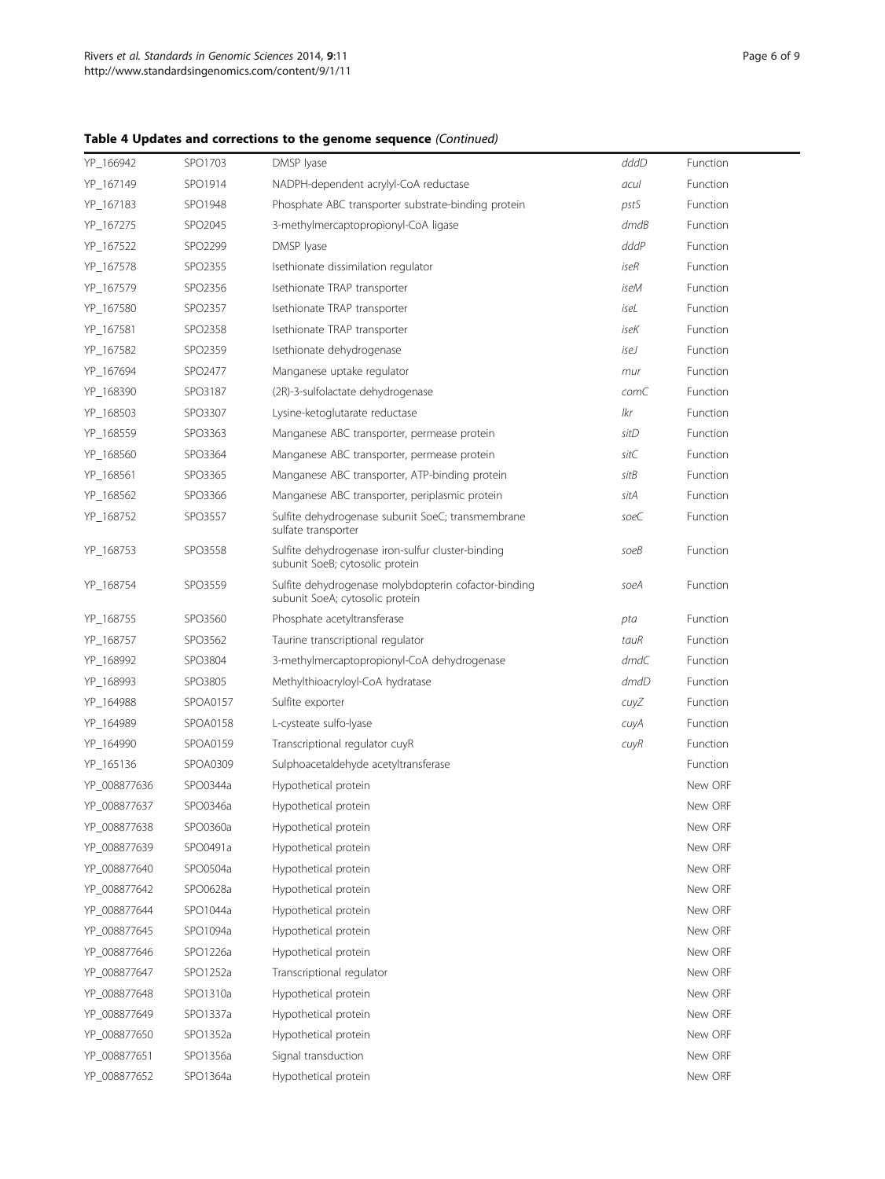**Table 4 Updates and corrections to the genome sequence** *(Continued)*

| | | | | |
|---|---|---|---|---|
| YP_166942 | SPO1703 | DMSP lyase | *dddD* | Function |
| YP_167149 | SPO1914 | NADPH-dependent acrylyl-CoA reductase | *acuI* | Function |
| YP_167183 | SPO1948 | Phosphate ABC transporter substrate-binding protein | *pstS* | Function |
| YP_167275 | SPO2045 | 3-methylmercaptopropionyl-CoA ligase | *dmdB* | Function |
| YP_167522 | SPO2299 | DMSP lyase | *dddP* | Function |
| YP_167578 | SPO2355 | Isethionate dissimilation regulator | *iseR* | Function |
| YP_167579 | SPO2356 | Isethionate TRAP transporter | *iseM* | Function |
| YP_167580 | SPO2357 | Isethionate TRAP transporter | *iseL* | Function |
| YP_167581 | SPO2358 | Isethionate TRAP transporter | *iseK* | Function |
| YP_167582 | SPO2359 | Isethionate dehydrogenase | *iseJ* | Function |
| YP_167694 | SPO2477 | Manganese uptake regulator | *mur* | Function |
| YP_168390 | SPO3187 | (2R)-3-sulfolactate dehydrogenase | *comC* | Function |
| YP_168503 | SPO3307 | Lysine-ketoglutarate reductase | *lkr* | Function |
| YP_168559 | SPO3363 | Manganese ABC transporter, permease protein | *sitD* | Function |
| YP_168560 | SPO3364 | Manganese ABC transporter, permease protein | *sitC* | Function |
| YP_168561 | SPO3365 | Manganese ABC transporter, ATP-binding protein | *sitB* | Function |
| YP_168562 | SPO3366 | Manganese ABC transporter, periplasmic protein | *sitA* | Function |
| YP_168752 | SPO3557 | Sulfite dehydrogenase subunit SoeC; transmembrane sulfate transporter | *soeC* | Function |
| YP_168753 | SPO3558 | Sulfite dehydrogenase iron-sulfur cluster-binding subunit SoeB; cytosolic protein | *soeB* | Function |
| YP_168754 | SPO3559 | Sulfite dehydrogenase molybdopterin cofactor-binding subunit SoeA; cytosolic protein | *soeA* | Function |
| YP_168755 | SPO3560 | Phosphate acetyltransferase | *pta* | Function |
| YP_168757 | SPO3562 | Taurine transcriptional regulator | *tauR* | Function |
| YP_168992 | SPO3804 | 3-methylmercaptopropionyl-CoA dehydrogenase | *dmdC* | Function |
| YP_168993 | SPO3805 | Methylthioacryloyl-CoA hydratase | *dmdD* | Function |
| YP_164988 | SPOA0157 | Sulfite exporter | *cuyZ* | Function |
| YP_164989 | SPOA0158 | L-cysteate sulfo-lyase | *cuyA* | Function |
| YP_164990 | SPOA0159 | Transcriptional regulator cuyR | *cuyR* | Function |
| YP_165136 | SPOA0309 | Sulphoacetaldehyde acetyltransferase | | Function |
| YP_008877636 | SPO0344a | Hypothetical protein | | New ORF |
| YP_008877637 | SPO0346a | Hypothetical protein | | New ORF |
| YP_008877638 | SPO0360a | Hypothetical protein | | New ORF |
| YP_008877639 | SPO0491a | Hypothetical protein | | New ORF |
| YP_008877640 | SPO0504a | Hypothetical protein | | New ORF |
| YP_008877642 | SPO0628a | Hypothetical protein | | New ORF |
| YP_008877644 | SPO1044a | Hypothetical protein | | New ORF |
| YP_008877645 | SPO1094a | Hypothetical protein | | New ORF |
| YP_008877646 | SPO1226a | Hypothetical protein | | New ORF |
| YP_008877647 | SPO1252a | Transcriptional regulator | | New ORF |
| YP_008877648 | SPO1310a | Hypothetical protein | | New ORF |
| YP_008877649 | SPO1337a | Hypothetical protein | | New ORF |
| YP_008877650 | SPO1352a | Hypothetical protein | | New ORF |
| YP_008877651 | SPO1356a | Signal transduction | | New ORF |
| YP_008877652 | SPO1364a | Hypothetical protein | | New ORF |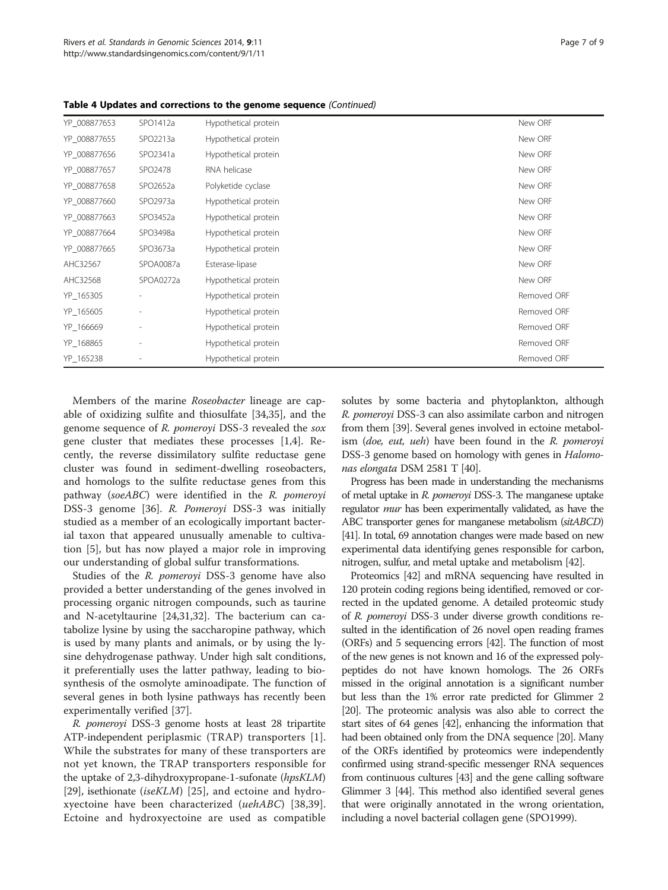**Table 4 Updates and corrections to the genome sequence** *(Continued)*

| | | | |
|---|---|---|---|
| YP_008877653 | SPO1412a | Hypothetical protein | New ORF |
| YP_008877655 | SPO2213a | Hypothetical protein | New ORF |
| YP_008877656 | SPO2341a | Hypothetical protein | New ORF |
| YP_008877657 | SPO2478 | RNA helicase | New ORF |
| YP_008877658 | SPO2652a | Polyketide cyclase | New ORF |
| YP_008877660 | SPO2973a | Hypothetical protein | New ORF |
| YP_008877663 | SPO3452a | Hypothetical protein | New ORF |
| YP_008877664 | SPO3498a | Hypothetical protein | New ORF |
| YP_008877665 | SPO3673a | Hypothetical protein | New ORF |
| AHC32567 | SPOA0087a | Esterase-lipase | New ORF |
| AHC32568 | SPOA0272a | Hypothetical protein | New ORF |
| YP_165305 | - | Hypothetical protein | Removed ORF |
| YP_165605 | - | Hypothetical protein | Removed ORF |
| YP_166669 | - | Hypothetical protein | Removed ORF |
| YP_168865 | - | Hypothetical protein | Removed ORF |
| YP_165238 | - | Hypothetical protein | Removed ORF |

Members of the marine *Roseobacter* lineage are capable of oxidizing sulfite and thiosulfate [34,35], and the genome sequence of *R. pomeroyi* DSS-3 revealed the *sox* gene cluster that mediates these processes [1,4]. Recently, the reverse dissimilatory sulfite reductase gene cluster was found in sediment-dwelling roseobacters, and homologs to the sulfite reductase genes from this pathway (*soeABC*) were identified in the *R. pomeroyi* DSS-3 genome [36]. *R. Pomeroyi* DSS-3 was initially studied as a member of an ecologically important bacterial taxon that appeared unusually amenable to cultivation [5], but has now played a major role in improving our understanding of global sulfur transformations.

Studies of the *R. pomeroyi* DSS-3 genome have also provided a better understanding of the genes involved in processing organic nitrogen compounds, such as taurine and N-acetyltaurine [24,31,32]. The bacterium can catabolize lysine by using the saccharopine pathway, which is used by many plants and animals, or by using the lysine dehydrogenase pathway. Under high salt conditions, it preferentially uses the latter pathway, leading to biosynthesis of the osmolyte aminoadipate. The function of several genes in both lysine pathways has recently been experimentally verified [37].

*R. pomeroyi* DSS-3 genome hosts at least 28 tripartite ATP-independent periplasmic (TRAP) transporters [1]. While the substrates for many of these transporters are not yet known, the TRAP transporters responsible for the uptake of 2,3-dihydroxypropane-1-sufonate (*hpsKLM*) [29], isethionate (*iseKLM*) [25], and ectoine and hydroxyectoine have been characterized (*uehABC*) [38,39]. Ectoine and hydroxyectoine are used as compatible solutes by some bacteria and phytoplankton, although *R. pomeroyi* DSS-3 can also assimilate carbon and nitrogen from them [39]. Several genes involved in ectoine metabolism (*doe, eut, ueh*) have been found in the *R. pomeroyi* DSS-3 genome based on homology with genes in *Halomonas elongata* DSM 2581 T [40].

Progress has been made in understanding the mechanisms of metal uptake in *R. pomeroyi* DSS-3. The manganese uptake regulator *mur* has been experimentally validated, as have the ABC transporter genes for manganese metabolism (*sitABCD*) [41]. In total, 69 annotation changes were made based on new experimental data identifying genes responsible for carbon, nitrogen, sulfur, and metal uptake and metabolism [42].

Proteomics [42] and mRNA sequencing have resulted in 120 protein coding regions being identified, removed or corrected in the updated genome. A detailed proteomic study of *R. pomeroyi* DSS-3 under diverse growth conditions resulted in the identification of 26 novel open reading frames (ORFs) and 5 sequencing errors [42]. The function of most of the new genes is not known and 16 of the expressed polypeptides do not have known homologs. The 26 ORFs missed in the original annotation is a significant number but less than the 1% error rate predicted for Glimmer 2 [20]. The proteomic analysis was also able to correct the start sites of 64 genes [42], enhancing the information that had been obtained only from the DNA sequence [20]. Many of the ORFs identified by proteomics were independently confirmed using strand-specific messenger RNA sequences from continuous cultures [43] and the gene calling software Glimmer 3 [44]. This method also identified several genes that were originally annotated in the wrong orientation, including a novel bacterial collagen gene (SPO1999).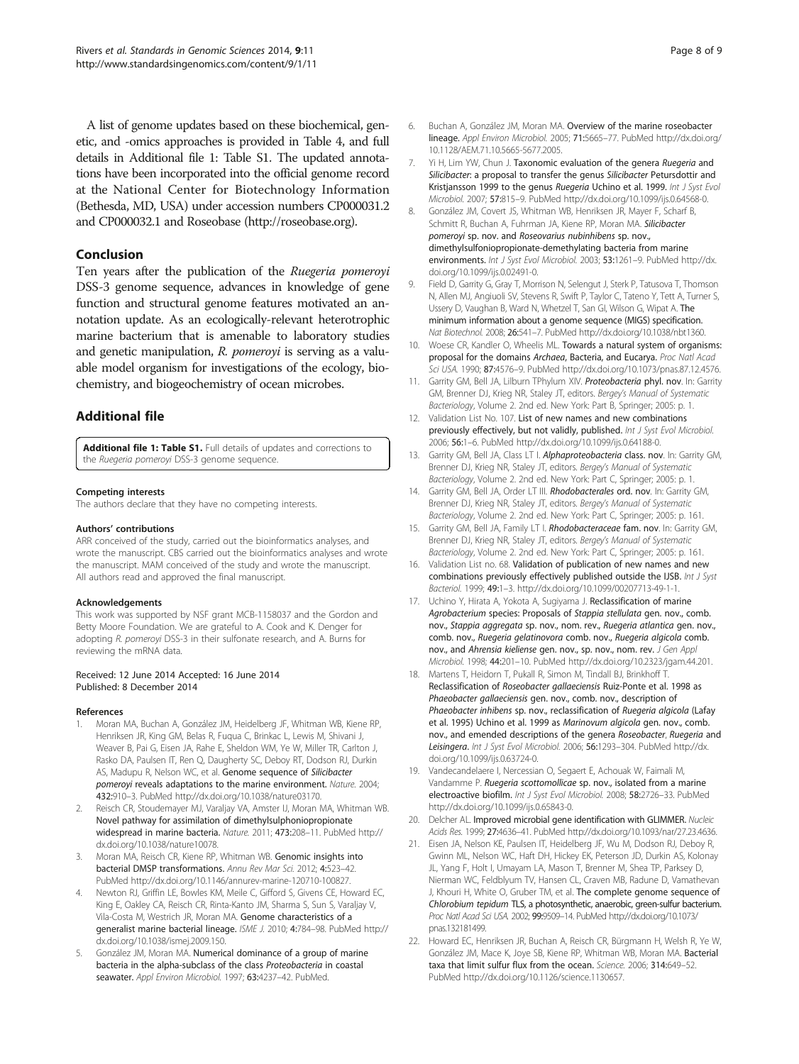A list of genome updates based on these biochemical, genetic, and -omics approaches is provided in Table 4, and full details in Additional file 1: Table S1. The updated annotations have been incorporated into the official genome record at the National Center for Biotechnology Information (Bethesda, MD, USA) under accession numbers CP000031.2 and CP000032.1 and Roseobase (http://roseobase.org).

## Conclusion

Ten years after the publication of the *Ruegeria pomeroyi* DSS-3 genome sequence, advances in knowledge of gene function and structural genome features motivated an annotation update. As an ecologically-relevant heterotrophic marine bacterium that is amenable to laboratory studies and genetic manipulation, *R. pomeroyi* is serving as a valuable model organism for investigations of the ecology, biochemistry, and biogeochemistry of ocean microbes.

## Additional file

**Additional file 1: Table S1.** Full details of updates and corrections to the *Ruegeria pomeroyi* DSS-3 genome sequence.

#### Competing interests

The authors declare that they have no competing interests.

#### Authors' contributions

ARR conceived of the study, carried out the bioinformatics analyses, and wrote the manuscript. CBS carried out the bioinformatics analyses and wrote the manuscript. MAM conceived of the study and wrote the manuscript. All authors read and approved the final manuscript.

#### Acknowledgements

This work was supported by NSF grant MCB-1158037 and the Gordon and Betty Moore Foundation. We are grateful to A. Cook and K. Denger for adopting *R. pomeroyi* DSS-3 in their sulfonate research, and A. Burns for reviewing the mRNA data.

Received: 12 June 2014 Accepted: 16 June 2014
Published: 8 December 2014

#### References

1. Moran MA, Buchan A, González JM, Heidelberg JF, Whitman WB, Kiene RP, Henriksen JR, King GM, Belas R, Fuqua C, Brinkac L, Lewis M, Shivani J, Weaver B, Pai G, Eisen JA, Rahe E, Sheldon WM, Ye W, Miller TR, Carlton J, Rasko DA, Paulsen IT, Ren Q, Daugherty SC, Deboy RT, Dodson RJ, Durkin AS, Madupu R, Nelson WC, et al. **Genome sequence of *Silicibacter pomeroyi* reveals adaptations to the marine environment.** *Nature.* 2004; **432:**910–3. PubMed http://dx.doi.org/10.1038/nature03170.
2. Reisch CR, Stoudemayer MJ, Varaljay VA, Amster IJ, Moran MA, Whitman WB. **Novel pathway for assimilation of dimethylsulphoniopropionate widespread in marine bacteria.** *Nature.* 2011; **473:**208–11. PubMed http://dx.doi.org/10.1038/nature10078.
3. Moran MA, Reisch CR, Kiene RP, Whitman WB. **Genomic insights into bacterial DMSP transformations.** *Annu Rev Mar Sci.* 2012; **4:**523–42. PubMed http://dx.doi.org/10.1146/annurev-marine-120710-100827.
4. Newton RJ, Griffin LE, Bowles KM, Meile C, Gifford S, Givens CE, Howard EC, King E, Oakley CA, Reisch CR, Rinta-Kanto JM, Sharma S, Sun S, Varaljay V, Vila-Costa M, Westrich JR, Moran MA. **Genome characteristics of a generalist marine bacterial lineage.** *ISME J.* 2010; **4:**784–98. PubMed http://dx.doi.org/10.1038/ismej.2009.150.
5. González JM, Moran MA. **Numerical dominance of a group of marine bacteria in the alpha-subclass of the class *Proteobacteria* in coastal seawater.** *Appl Environ Microbiol.* 1997; **63:**4237–42. PubMed.
6. Buchan A, González JM, Moran MA. **Overview of the marine roseobacter lineage.** *Appl Environ Microbiol.* 2005; **71:**5665–77. PubMed http://dx.doi.org/10.1128/AEM.71.10.5665-5677.2005.
7. Yi H, Lim YW, Chun J. **Taxonomic evaluation of the genera *Ruegeria* and *Silicibacter*: a proposal to transfer the genus *Silicibacter* Petursdottir and Kristjansson 1999 to the genus *Ruegeria* Uchino et al. 1999.** *Int J Syst Evol Microbiol.* 2007; **57:**815–9. PubMed http://dx.doi.org/10.1099/ijs.0.64568-0.
8. González JM, Covert JS, Whitman WB, Henriksen JR, Mayer F, Scharf B, Schmitt R, Buchan A, Fuhrman JA, Kiene RP, Moran MA. ***Silicibacter pomeroyi* sp. nov. and *Roseovarius nubinhibens* sp. nov., dimethylsulfoniopropionate-demethylating bacteria from marine environments.** *Int J Syst Evol Microbiol.* 2003; **53:**1261–9. PubMed http://dx.doi.org/10.1099/ijs.0.02491-0.
9. Field D, Garrity G, Gray T, Morrison N, Selengut J, Sterk P, Tatusova T, Thomson N, Allen MJ, Angiuoli SV, Stevens R, Swift P, Taylor C, Tateno Y, Tett A, Turner S, Ussery D, Vaughan B, Ward N, Whetzel T, San GI, Wilson G, Wipat A. **The minimum information about a genome sequence (MIGS) specification.** *Nat Biotechnol.* 2008; **26:**541–7. PubMed http://dx.doi.org/10.1038/nbt1360.
10. Woese CR, Kandler O, Wheelis ML. **Towards a natural system of organisms: proposal for the domains *Archaea*, Bacteria, and Eucarya.** *Proc Natl Acad Sci USA.* 1990; **87:**4576–9. PubMed http://dx.doi.org/10.1073/pnas.87.12.4576.
11. Garrity GM, Bell JA, Lilburn TPhylum XIV. ***Proteobacteria* phyl. nov**. In: Garrity GM, Brenner DJ, Krieg NR, Staley JT, editors. *Bergey's Manual of Systematic Bacteriology*, Volume 2. 2nd ed. New York: Part B, Springer; 2005: p. 1.
12. Validation List No. 107. **List of new names and new combinations previously effectively, but not validly, published.** *Int J Syst Evol Microbiol.* 2006; **56:**1–6. PubMed http://dx.doi.org/10.1099/ijs.0.64188-0.
13. Garrity GM, Bell JA, Class LT I. ***Alphaproteobacteria* class. nov**. In: Garrity GM, Brenner DJ, Krieg NR, Staley JT, editors. *Bergey's Manual of Systematic Bacteriology*, Volume 2. 2nd ed. New York: Part C, Springer; 2005: p. 1.
14. Garrity GM, Bell JA, Order LT III. ***Rhodobacterales* ord. nov**. In: Garrity GM, Brenner DJ, Krieg NR, Staley JT, editors. *Bergey's Manual of Systematic Bacteriology*, Volume 2. 2nd ed. New York: Part C, Springer; 2005: p. 161.
15. Garrity GM, Bell JA, Family LT I. ***Rhodobacteraceae* fam. nov**. In: Garrity GM, Brenner DJ, Krieg NR, Staley JT, editors. *Bergey's Manual of Systematic Bacteriology*, Volume 2. 2nd ed. New York: Part C, Springer; 2005: p. 161.
16. Validation List no. 68. **Validation of publication of new names and new combinations previously effectively published outside the IJSB.** *Int J Syst Bacteriol.* 1999; **49:**1–3. http://dx.doi.org/10.1099/00207713-49-1-1.
17. Uchino Y, Hirata A, Yokota A, Sugiyama J. **Reclassification of marine *Agrobacterium* species: Proposals of *Stappia stellulata* gen. nov., comb. nov., *Stappia aggregata* sp. nov., nom. rev., *Ruegeria atlantica* gen. nov., comb. nov., *Ruegeria gelatinovora* comb. nov., *Ruegeria algicola* comb. nov., and *Ahrensia kieliense* gen. nov., sp. nov., nom. rev.** *J Gen Appl Microbiol.* 1998; **44:**201–10. PubMed http://dx.doi.org/10.2323/jgam.44.201.
18. Martens T, Heidorn T, Pukall R, Simon M, Tindall BJ, Brinkhoff T. **Reclassification of *Roseobacter gallaeciensis* Ruiz-Ponte et al. 1998 as *Phaeobacter gallaeciensis* gen. nov., comb. nov., description of *Phaeobacter inhibens* sp. nov., reclassification of *Ruegeria algicola* (Lafay et al. 1995) Uchino et al. 1999 as *Marinovum algicola* gen. nov., comb. nov., and emended descriptions of the genera *Roseobacter*, *Ruegeria* and *Leisingera*.** *Int J Syst Evol Microbiol.* 2006; **56:**1293–304. PubMed http://dx.doi.org/10.1099/ijs.0.63724-0.
19. Vandecandelaere I, Nercessian O, Segaert E, Achouak W, Faimali M, Vandamme P. ***Ruegeria scottomollicae* sp. nov., isolated from a marine electroactive biofilm.** *Int J Syst Evol Microbiol.* 2008; **58:**2726–33. PubMed http://dx.doi.org/10.1099/ijs.0.65843-0.
20. Delcher AL. **Improved microbial gene identification with GLIMMER.** *Nucleic Acids Res.* 1999; **27:**4636–41. PubMed http://dx.doi.org/10.1093/nar/27.23.4636.
21. Eisen JA, Nelson KE, Paulsen IT, Heidelberg JF, Wu M, Dodson RJ, Deboy R, Gwinn ML, Nelson WC, Haft DH, Hickey EK, Peterson JD, Durkin AS, Kolonay JL, Yang F, Holt I, Umayam LA, Mason T, Brenner M, Shea TP, Parksey D, Nierman WC, Feldblyum TV, Hansen CL, Craven MB, Radune D, Vamathevan J, Khouri H, White O, Gruber TM, et al. **The complete genome sequence of *Chlorobium tepidum* TLS, a photosynthetic, anaerobic, green-sulfur bacterium.** *Proc Natl Acad Sci USA.* 2002; **99:**9509–14. PubMed http://dx.doi.org/10.1073/pnas.132181499.
22. Howard EC, Henriksen JR, Buchan A, Reisch CR, Bürgmann H, Welsh R, Ye W, González JM, Mace K, Joye SB, Kiene RP, Whitman WB, Moran MA. **Bacterial taxa that limit sulfur flux from the ocean.** *Science.* 2006; **314:**649–52. PubMed http://dx.doi.org/10.1126/science.1130657.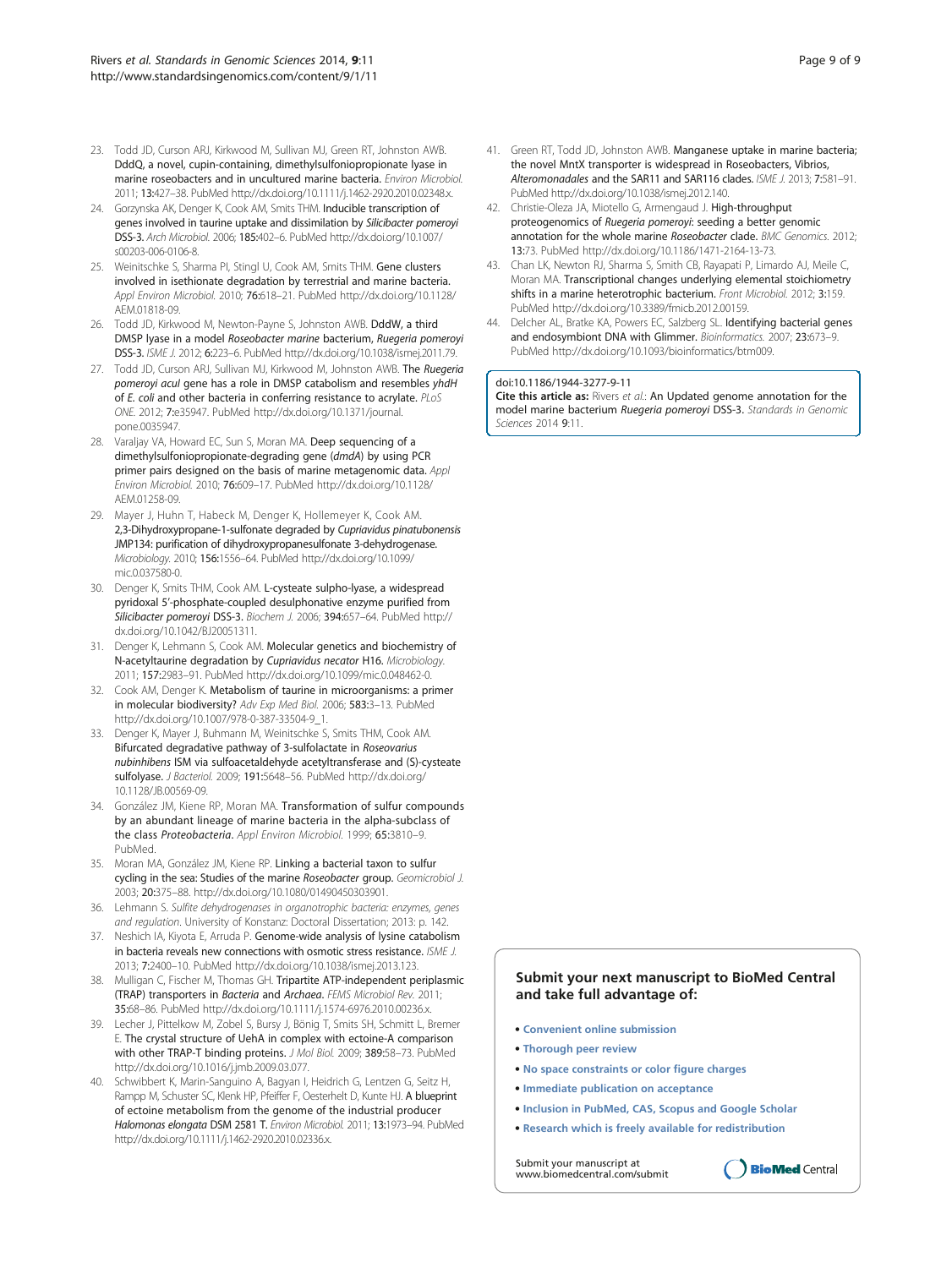23. Todd JD, Curson ARJ, Kirkwood M, Sullivan MJ, Green RT, Johnston AWB. **DddQ, a novel, cupin-containing, dimethylsulfoniopropionate lyase in marine roseobacters and in uncultured marine bacteria.** *Environ Microbiol.* 2011; **13**:427–38. PubMed http://dx.doi.org/10.1111/j.1462-2920.2010.02348.x.
24. Gorzynska AK, Denger K, Cook AM, Smits THM. **Inducible transcription of genes involved in taurine uptake and dissimilation by *Silicibacter pomeroyi* DSS-3.** *Arch Microbiol.* 2006; **185**:402–6. PubMed http://dx.doi.org/10.1007/s00203-006-0106-8.
25. Weinitschke S, Sharma PI, Stingl U, Cook AM, Smits THM. **Gene clusters involved in isethionate degradation by terrestrial and marine bacteria.** *Appl Environ Microbiol.* 2010; **76**:618–21. PubMed http://dx.doi.org/10.1128/AEM.01818-09.
26. Todd JD, Kirkwood M, Newton-Payne S, Johnston AWB. **DddW, a third DMSP lyase in a model *Roseobacter marine* bacterium, *Ruegeria pomeroyi* DSS-3.** *ISME J.* 2012; **6**:223–6. PubMed http://dx.doi.org/10.1038/ismej.2011.79.
27. Todd JD, Curson ARJ, Sullivan MJ, Kirkwood M, Johnston AWB. **The *Ruegeria pomeroyi acuI* gene has a role in DMSP catabolism and resembles *yhdH* of *E. coli* and other bacteria in conferring resistance to acrylate.** *PLoS ONE.* 2012; **7**:e35947. PubMed http://dx.doi.org/10.1371/journal.pone.0035947.
28. Varaljay VA, Howard EC, Sun S, Moran MA. **Deep sequencing of a dimethylsulfoniopropionate-degrading gene (*dmdA*) by using PCR primer pairs designed on the basis of marine metagenomic data.** *Appl Environ Microbiol.* 2010; **76**:609–17. PubMed http://dx.doi.org/10.1128/AEM.01258-09.
29. Mayer J, Huhn T, Habeck M, Denger K, Hollemeyer K, Cook AM. **2,3-Dihydroxypropane-1-sulfonate degraded by *Cupriavidus pinatubonensis* JMP134: purification of dihydroxypropanesulfonate 3-dehydrogenase.** *Microbiology.* 2010; **156**:1556–64. PubMed http://dx.doi.org/10.1099/mic.0.037580-0.
30. Denger K, Smits THM, Cook AM. **L-cysteate sulpho-lyase, a widespread pyridoxal 5′-phosphate-coupled desulphonative enzyme purified from *Silicibacter pomeroyi* DSS-3.** *Biochem J.* 2006; **394**:657–64. PubMed http://dx.doi.org/10.1042/BJ20051311.
31. Denger K, Lehmann S, Cook AM. **Molecular genetics and biochemistry of N-acetyltaurine degradation by *Cupriavidus necator* H16.** *Microbiology.* 2011; **157**:2983–91. PubMed http://dx.doi.org/10.1099/mic.0.048462-0.
32. Cook AM, Denger K. **Metabolism of taurine in microorganisms: a primer in molecular biodiversity?** *Adv Exp Med Biol.* 2006; **583**:3–13. PubMed http://dx.doi.org/10.1007/978-0-387-33504-9_1.
33. Denger K, Mayer J, Buhmann M, Weinitschke S, Smits THM, Cook AM. **Bifurcated degradative pathway of 3-sulfolactate in *Roseovarius nubinhibens* ISM via sulfoacetaldehyde acetyltransferase and (S)-cysteate sulfolyase.** *J Bacteriol.* 2009; **191**:5648–56. PubMed http://dx.doi.org/10.1128/JB.00569-09.
34. González JM, Kiene RP, Moran MA. **Transformation of sulfur compounds by an abundant lineage of marine bacteria in the alpha-subclass of the class *Proteobacteria*.** *Appl Environ Microbiol.* 1999; **65**:3810–9. PubMed.
35. Moran MA, González JM, Kiene RP. **Linking a bacterial taxon to sulfur cycling in the sea: Studies of the marine *Roseobacter* group.** *Geomicrobiol J.* 2003; **20**:375–88. http://dx.doi.org/10.1080/01490450303901.
36. Lehmann S. *Sulfite dehydrogenases in organotrophic bacteria: enzymes, genes and regulation*. University of Konstanz: Doctoral Dissertation; 2013: p. 142.
37. Neshich IA, Kiyota E, Arruda P. **Genome-wide analysis of lysine catabolism in bacteria reveals new connections with osmotic stress resistance.** *ISME J.* 2013; **7**:2400–10. PubMed http://dx.doi.org/10.1038/ismej.2013.123.
38. Mulligan C, Fischer M, Thomas GH. **Tripartite ATP-independent periplasmic (TRAP) transporters in *Bacteria* and *Archaea*.** *FEMS Microbiol Rev.* 2011; **35**:68–86. PubMed http://dx.doi.org/10.1111/j.1574-6976.2010.00236.x.
39. Lecher J, Pittelkow M, Zobel S, Bursy J, Bönig T, Smits SH, Schmitt L, Bremer E. **The crystal structure of UehA in complex with ectoine-A comparison with other TRAP-T binding proteins.** *J Mol Biol.* 2009; **389**:58–73. PubMed http://dx.doi.org/10.1016/j.jmb.2009.03.077.
40. Schwibbert K, Marin-Sanguino A, Bagyan I, Heidrich G, Lentzen G, Seitz H, Rampp M, Schuster SC, Klenk HP, Pfeiffer F, Oesterhelt D, Kunte HJ. **A blueprint of ectoine metabolism from the genome of the industrial producer *Halomonas elongata* DSM 2581 T.** *Environ Microbiol.* 2011; **13**:1973–94. PubMed http://dx.doi.org/10.1111/j.1462-2920.2010.02336.x.
41. Green RT, Todd JD, Johnston AWB. **Manganese uptake in marine bacteria; the novel MntX transporter is widespread in Roseobacters, Vibrios, *Alteromonadales* and the SAR11 and SAR116 clades.** *ISME J.* 2013; **7**:581–91. PubMed http://dx.doi.org/10.1038/ismej.2012.140.
42. Christie-Oleza JA, Miotello G, Armengaud J. **High-throughput proteogenomics of *Ruegeria pomeroyi*: seeding a better genomic annotation for the whole marine *Roseobacter* clade.** *BMC Genomics.* 2012; **13**:73. PubMed http://dx.doi.org/10.1186/1471-2164-13-73.
43. Chan LK, Newton RJ, Sharma S, Smith CB, Rayapati P, Limardo AJ, Meile C, Moran MA. **Transcriptional changes underlying elemental stoichiometry shifts in a marine heterotrophic bacterium.** *Front Microbiol.* 2012; **3**:159. PubMed http://dx.doi.org/10.3389/fmicb.2012.00159.
44. Delcher AL, Bratke KA, Powers EC, Salzberg SL. **Identifying bacterial genes and endosymbiont DNA with Glimmer.** *Bioinformatics.* 2007; **23**:673–9. PubMed http://dx.doi.org/10.1093/bioinformatics/btm009.

doi:10.1186/1944-3277-9-11

**Cite this article as:** Rivers *et al.*: An Updated genome annotation for the model marine bacterium *Ruegeria pomeroyi* DSS-3. *Standards in Genomic Sciences* 2014 **9**:11.

**Submit your next manuscript to BioMed Central and take full advantage of:**

- **Convenient online submission**
- **Thorough peer review**
- **No space constraints or color figure charges**
- **Immediate publication on acceptance**
- **Inclusion in PubMed, CAS, Scopus and Google Scholar**
- **Research which is freely available for redistribution**

Submit your manuscript at www.biomedcentral.com/submit

BioMed Central